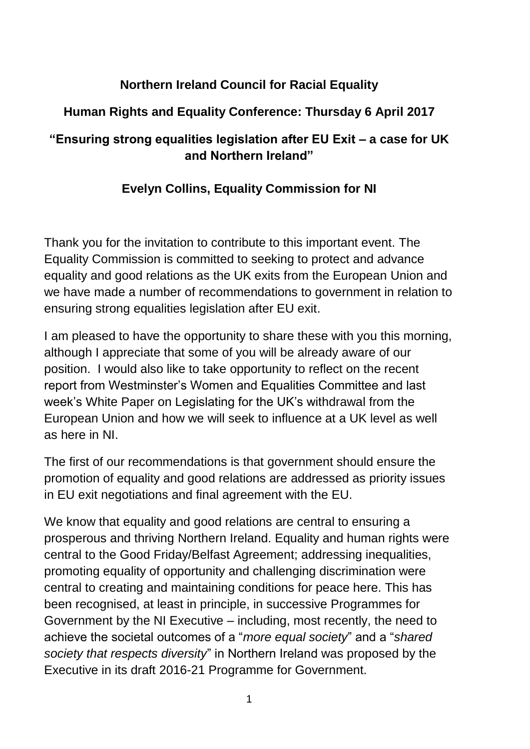**Northern Ireland Council for Racial Equality**

**Human Rights and Equality Conference: Thursday 6 April 2017**

**"Ensuring strong equalities legislation after EU Exit – a case for UK and Northern Ireland"**

**Evelyn Collins, Equality Commission for NI**

Thank you for the invitation to contribute to this important event. The Equality Commission is committed to seeking to protect and advance equality and good relations as the UK exits from the European Union and we have made a number of recommendations to government in relation to ensuring strong equalities legislation after EU exit.

I am pleased to have the opportunity to share these with you this morning, although I appreciate that some of you will be already aware of our position. I would also like to take opportunity to reflect on the recent report from Westminster's Women and Equalities Committee and last week's White Paper on Legislating for the UK's withdrawal from the European Union and how we will seek to influence at a UK level as well as here in NI.

The first of our recommendations is that government should ensure the promotion of equality and good relations are addressed as priority issues in EU exit negotiations and final agreement with the EU.

We know that equality and good relations are central to ensuring a prosperous and thriving Northern Ireland. Equality and human rights were central to the Good Friday/Belfast Agreement; addressing inequalities, promoting equality of opportunity and challenging discrimination were central to creating and maintaining conditions for peace here. This has been recognised, at least in principle, in successive Programmes for Government by the NI Executive – including, most recently, the need to achieve the societal outcomes of a "*more equal society*" and a "*shared society that respects diversity*" in Northern Ireland was proposed by the Executive in its draft 2016-21 Programme for Government.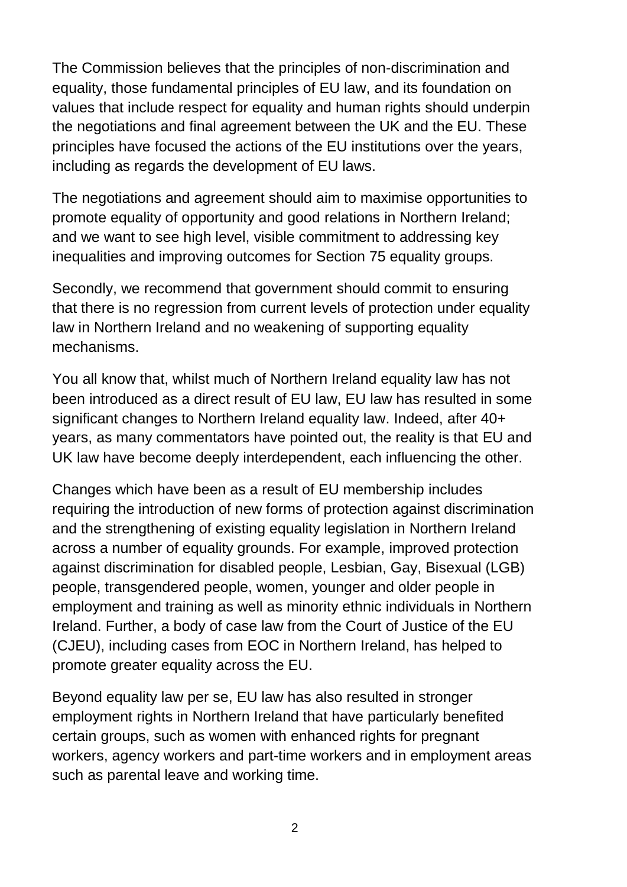The Commission believes that the principles of non-discrimination and equality, those fundamental principles of EU law, and its foundation on values that include respect for equality and human rights should underpin the negotiations and final agreement between the UK and the EU. These principles have focused the actions of the EU institutions over the years, including as regards the development of EU laws.

The negotiations and agreement should aim to maximise opportunities to promote equality of opportunity and good relations in Northern Ireland; and we want to see high level, visible commitment to addressing key inequalities and improving outcomes for Section 75 equality groups.

Secondly, we recommend that government should commit to ensuring that there is no regression from current levels of protection under equality law in Northern Ireland and no weakening of supporting equality mechanisms.

You all know that, whilst much of Northern Ireland equality law has not been introduced as a direct result of EU law, EU law has resulted in some significant changes to Northern Ireland equality law. Indeed, after 40+ years, as many commentators have pointed out, the reality is that EU and UK law have become deeply interdependent, each influencing the other.

Changes which have been as a result of EU membership includes requiring the introduction of new forms of protection against discrimination and the strengthening of existing equality legislation in Northern Ireland across a number of equality grounds. For example, improved protection against discrimination for disabled people, Lesbian, Gay, Bisexual (LGB) people, transgendered people, women, younger and older people in employment and training as well as minority ethnic individuals in Northern Ireland. Further, a body of case law from the Court of Justice of the EU (CJEU), including cases from EOC in Northern Ireland, has helped to promote greater equality across the EU.

Beyond equality law per se, EU law has also resulted in stronger employment rights in Northern Ireland that have particularly benefited certain groups, such as women with enhanced rights for pregnant workers, agency workers and part-time workers and in employment areas such as parental leave and working time.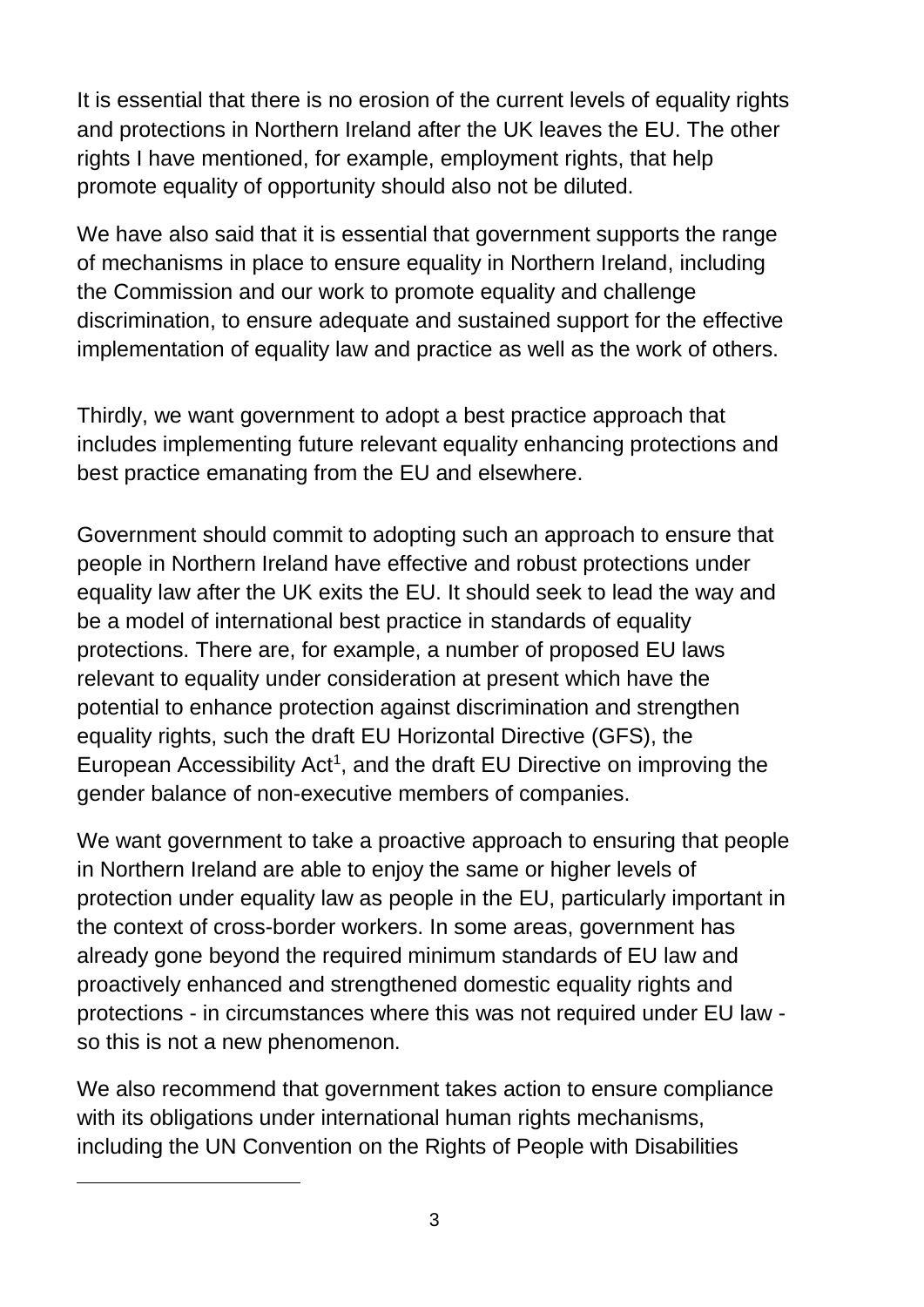It is essential that there is no erosion of the current levels of equality rights and protections in Northern Ireland after the UK leaves the EU. The other rights I have mentioned, for example, employment rights, that help promote equality of opportunity should also not be diluted.

We have also said that it is essential that government supports the range of mechanisms in place to ensure equality in Northern Ireland, including the Commission and our work to promote equality and challenge discrimination, to ensure adequate and sustained support for the effective implementation of equality law and practice as well as the work of others.

Thirdly, we want government to adopt a best practice approach that includes implementing future relevant equality enhancing protections and best practice emanating from the EU and elsewhere.

Government should commit to adopting such an approach to ensure that people in Northern Ireland have effective and robust protections under equality law after the UK exits the EU. It should seek to lead the way and be a model of international best practice in standards of equality protections. There are, for example, a number of proposed EU laws relevant to equality under consideration at present which have the potential to enhance protection against discrimination and strengthen equality rights, such the draft EU Horizontal Directive (GFS), the European Accessibility Act[1], and the draft EU Directive on improving the gender balance of non-executive members of companies.

We want government to take a proactive approach to ensuring that people in Northern Ireland are able to enjoy the same or higher levels of protection under equality law as people in the EU, particularly important in the context of cross-border workers. In some areas, government has already gone beyond the required minimum standards of EU law and proactively enhanced and strengthened domestic equality rights and protections - in circumstances where this was not required under EU law - so this is not a new phenomenon.

We also recommend that government takes action to ensure compliance with its obligations under international human rights mechanisms, including the UN Convention on the Rights of People with Disabilities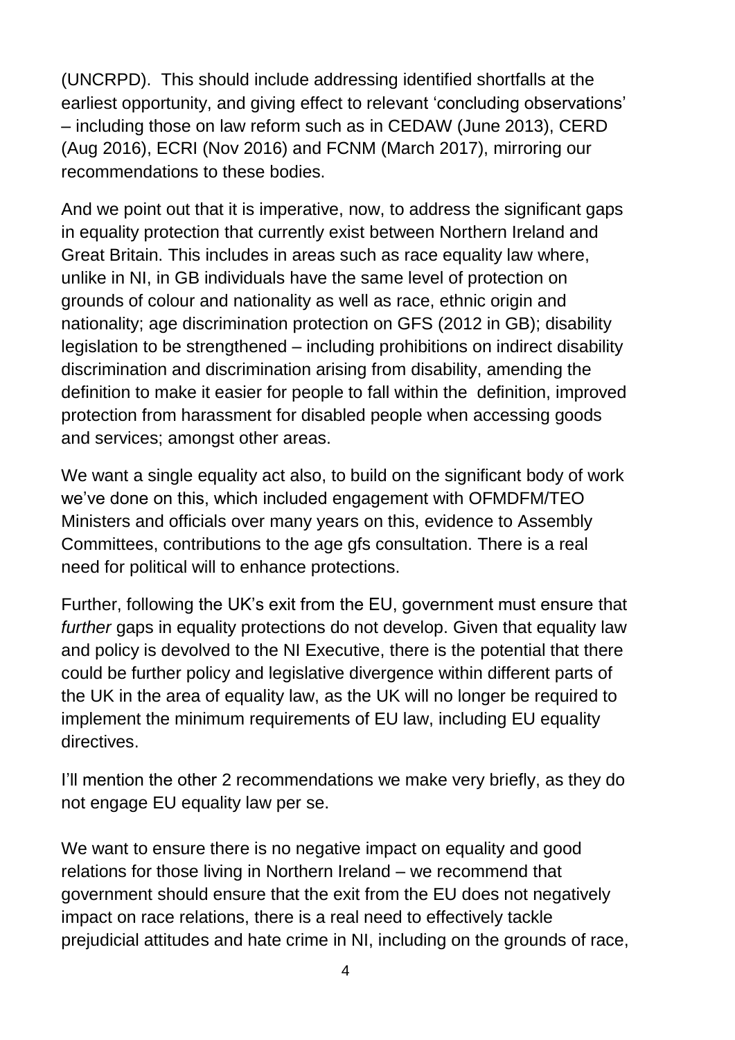(UNCRPD). This should include addressing identified shortfalls at the earliest opportunity, and giving effect to relevant 'concluding observations' – including those on law reform such as in CEDAW (June 2013), CERD (Aug 2016), ECRI (Nov 2016) and FCNM (March 2017), mirroring our recommendations to these bodies.

And we point out that it is imperative, now, to address the significant gaps in equality protection that currently exist between Northern Ireland and Great Britain. This includes in areas such as race equality law where, unlike in NI, in GB individuals have the same level of protection on grounds of colour and nationality as well as race, ethnic origin and nationality; age discrimination protection on GFS (2012 in GB); disability legislation to be strengthened – including prohibitions on indirect disability discrimination and discrimination arising from disability, amending the definition to make it easier for people to fall within the definition, improved protection from harassment for disabled people when accessing goods and services; amongst other areas.

We want a single equality act also, to build on the significant body of work we've done on this, which included engagement with OFMDFM/TEO Ministers and officials over many years on this, evidence to Assembly Committees, contributions to the age gfs consultation. There is a real need for political will to enhance protections.

Further, following the UK's exit from the EU, government must ensure that *further* gaps in equality protections do not develop. Given that equality law and policy is devolved to the NI Executive, there is the potential that there could be further policy and legislative divergence within different parts of the UK in the area of equality law, as the UK will no longer be required to implement the minimum requirements of EU law, including EU equality directives.

I'll mention the other 2 recommendations we make very briefly, as they do not engage EU equality law per se.

We want to ensure there is no negative impact on equality and good relations for those living in Northern Ireland – we recommend that government should ensure that the exit from the EU does not negatively impact on race relations, there is a real need to effectively tackle prejudicial attitudes and hate crime in NI, including on the grounds of race,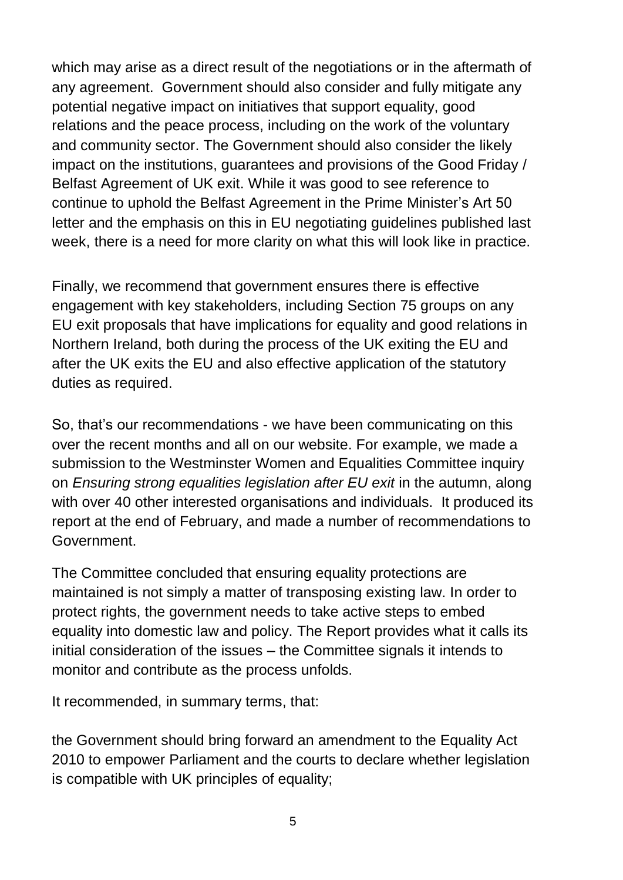which may arise as a direct result of the negotiations or in the aftermath of any agreement. Government should also consider and fully mitigate any potential negative impact on initiatives that support equality, good relations and the peace process, including on the work of the voluntary and community sector. The Government should also consider the likely impact on the institutions, guarantees and provisions of the Good Friday / Belfast Agreement of UK exit. While it was good to see reference to continue to uphold the Belfast Agreement in the Prime Minister's Art 50 letter and the emphasis on this in EU negotiating guidelines published last week, there is a need for more clarity on what this will look like in practice.

Finally, we recommend that government ensures there is effective engagement with key stakeholders, including Section 75 groups on any EU exit proposals that have implications for equality and good relations in Northern Ireland, both during the process of the UK exiting the EU and after the UK exits the EU and also effective application of the statutory duties as required.

So, that's our recommendations - we have been communicating on this over the recent months and all on our website. For example, we made a submission to the Westminster Women and Equalities Committee inquiry on *Ensuring strong equalities legislation after EU exit* in the autumn, along with over 40 other interested organisations and individuals. It produced its report at the end of February, and made a number of recommendations to Government.

The Committee concluded that ensuring equality protections are maintained is not simply a matter of transposing existing law. In order to protect rights, the government needs to take active steps to embed equality into domestic law and policy. The Report provides what it calls its initial consideration of the issues – the Committee signals it intends to monitor and contribute as the process unfolds.

It recommended, in summary terms, that:

the Government should bring forward an amendment to the Equality Act 2010 to empower Parliament and the courts to declare whether legislation is compatible with UK principles of equality;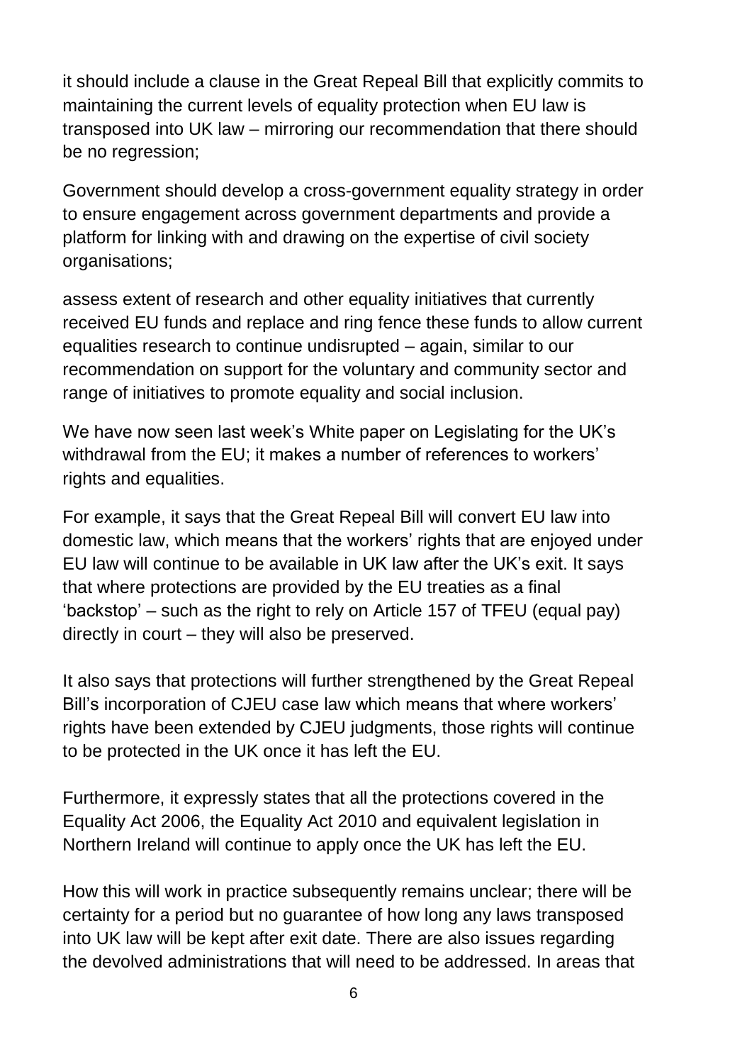it should include a clause in the Great Repeal Bill that explicitly commits to maintaining the current levels of equality protection when EU law is transposed into UK law – mirroring our recommendation that there should be no regression;

Government should develop a cross-government equality strategy in order to ensure engagement across government departments and provide a platform for linking with and drawing on the expertise of civil society organisations;

assess extent of research and other equality initiatives that currently received EU funds and replace and ring fence these funds to allow current equalities research to continue undisrupted – again, similar to our recommendation on support for the voluntary and community sector and range of initiatives to promote equality and social inclusion.

We have now seen last week's White paper on Legislating for the UK's withdrawal from the EU; it makes a number of references to workers' rights and equalities.

For example, it says that the Great Repeal Bill will convert EU law into domestic law, which means that the workers' rights that are enjoyed under EU law will continue to be available in UK law after the UK's exit. It says that where protections are provided by the EU treaties as a final 'backstop' – such as the right to rely on Article 157 of TFEU (equal pay) directly in court – they will also be preserved.

It also says that protections will further strengthened by the Great Repeal Bill's incorporation of CJEU case law which means that where workers' rights have been extended by CJEU judgments, those rights will continue to be protected in the UK once it has left the EU.

Furthermore, it expressly states that all the protections covered in the Equality Act 2006, the Equality Act 2010 and equivalent legislation in Northern Ireland will continue to apply once the UK has left the EU.

How this will work in practice subsequently remains unclear; there will be certainty for a period but no guarantee of how long any laws transposed into UK law will be kept after exit date. There are also issues regarding the devolved administrations that will need to be addressed. In areas that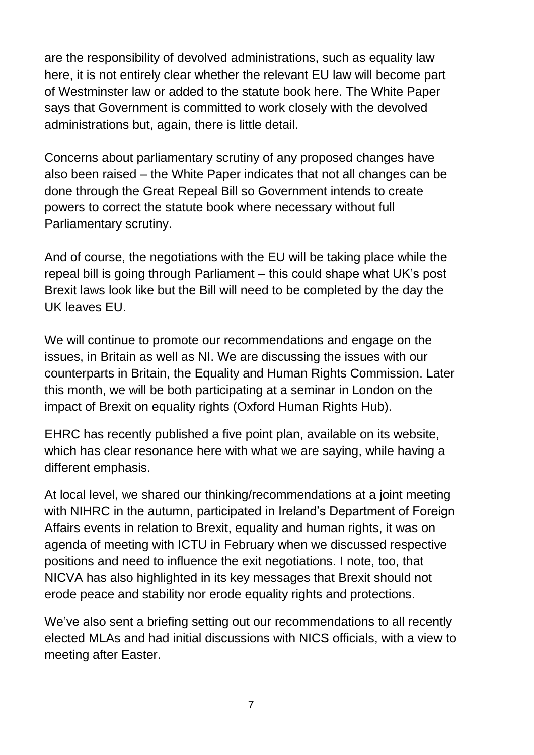are the responsibility of devolved administrations, such as equality law here, it is not entirely clear whether the relevant EU law will become part of Westminster law or added to the statute book here. The White Paper says that Government is committed to work closely with the devolved administrations but, again, there is little detail.

Concerns about parliamentary scrutiny of any proposed changes have also been raised – the White Paper indicates that not all changes can be done through the Great Repeal Bill so Government intends to create powers to correct the statute book where necessary without full Parliamentary scrutiny.

And of course, the negotiations with the EU will be taking place while the repeal bill is going through Parliament – this could shape what UK's post Brexit laws look like but the Bill will need to be completed by the day the UK leaves EU.

We will continue to promote our recommendations and engage on the issues, in Britain as well as NI. We are discussing the issues with our counterparts in Britain, the Equality and Human Rights Commission. Later this month, we will be both participating at a seminar in London on the impact of Brexit on equality rights (Oxford Human Rights Hub).

EHRC has recently published a five point plan, available on its website, which has clear resonance here with what we are saying, while having a different emphasis.

At local level, we shared our thinking/recommendations at a joint meeting with NIHRC in the autumn, participated in Ireland's Department of Foreign Affairs events in relation to Brexit, equality and human rights, it was on agenda of meeting with ICTU in February when we discussed respective positions and need to influence the exit negotiations. I note, too, that NICVA has also highlighted in its key messages that Brexit should not erode peace and stability nor erode equality rights and protections.

We've also sent a briefing setting out our recommendations to all recently elected MLAs and had initial discussions with NICS officials, with a view to meeting after Easter.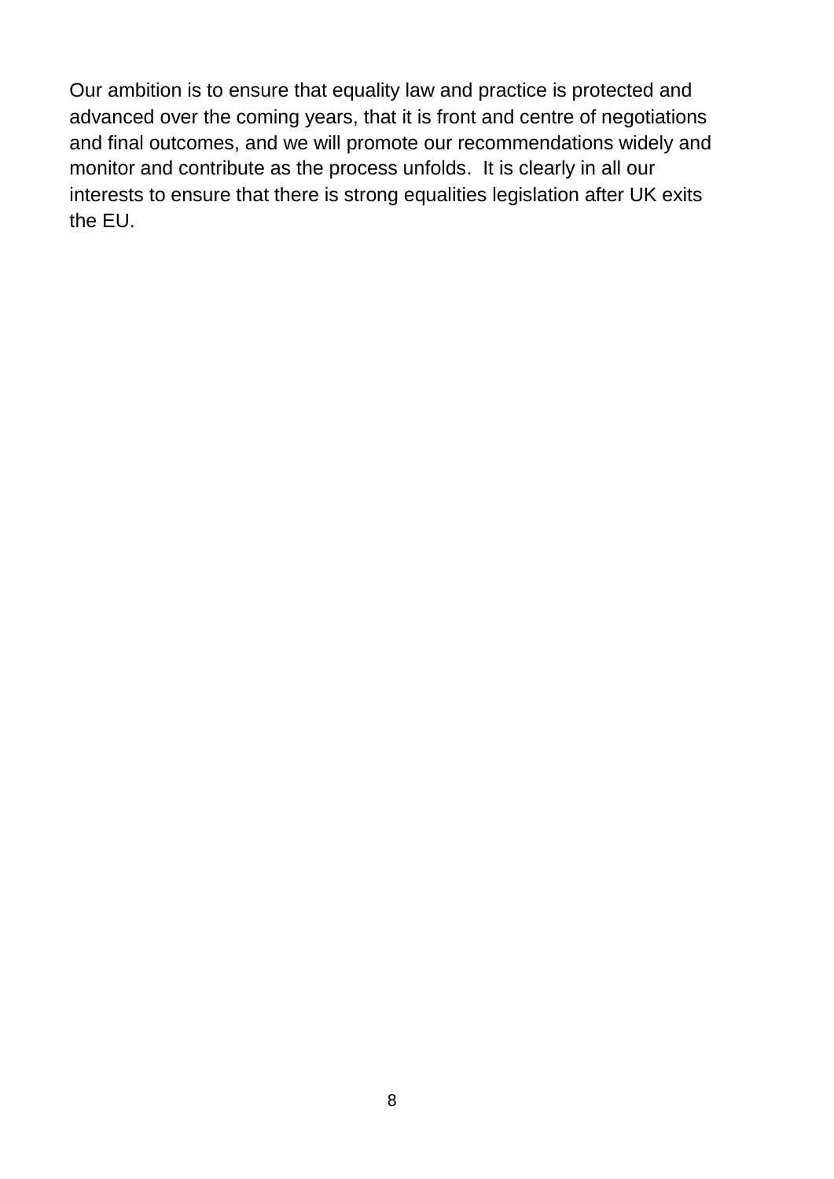Our ambition is to ensure that equality law and practice is protected and advanced over the coming years, that it is front and centre of negotiations and final outcomes, and we will promote our recommendations widely and monitor and contribute as the process unfolds.  It is clearly in all our interests to ensure that there is strong equalities legislation after UK exits the EU.